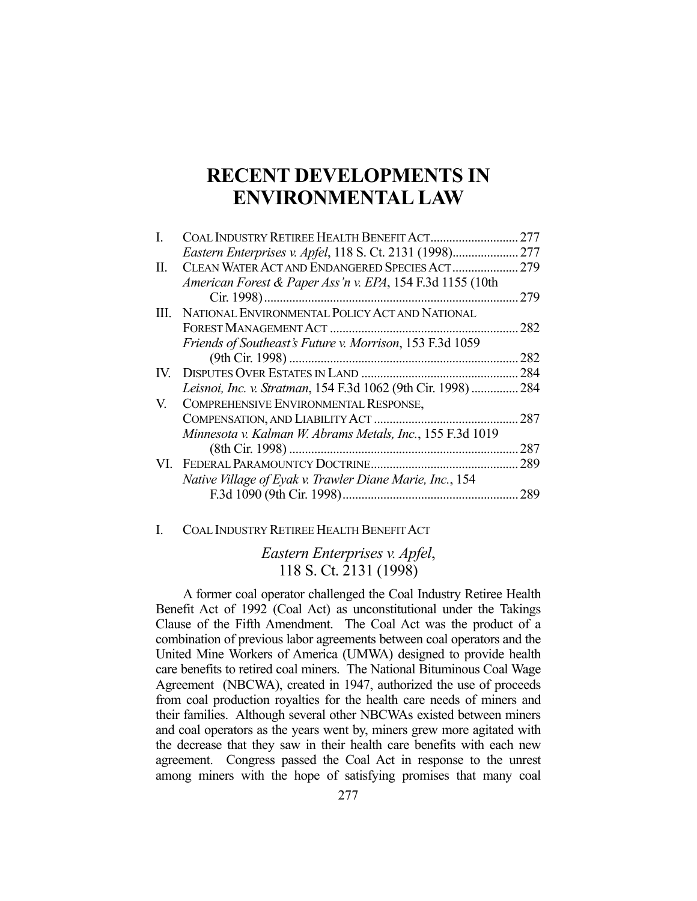# RECENT DEVELOPMENTS IN ENVIRONMENTAL LAW

| | | |
|---|---|---|
| I. | COAL INDUSTRY RETIREE HEALTH BENEFIT ACT | 277 |
| | *Eastern Enterprises v. Apfel*, 118 S. Ct. 2131 (1998) | 277 |
| II. | CLEAN WATER ACT AND ENDANGERED SPECIES ACT | 279 |
| | *American Forest & Paper Ass'n v. EPA*, 154 F.3d 1155 (10th Cir. 1998) | 279 |
| III. | NATIONAL ENVIRONMENTAL POLICY ACT AND NATIONAL FOREST MANAGEMENT ACT | 282 |
| | *Friends of Southeast's Future v. Morrison*, 153 F.3d 1059 (9th Cir. 1998) | 282 |
| IV. | DISPUTES OVER ESTATES IN LAND | 284 |
| | *Leisnoi, Inc. v. Stratman*, 154 F.3d 1062 (9th Cir. 1998) | 284 |
| V. | COMPREHENSIVE ENVIRONMENTAL RESPONSE, COMPENSATION, AND LIABILITY ACT | 287 |
| | *Minnesota v. Kalman W. Abrams Metals, Inc.*, 155 F.3d 1019 (8th Cir. 1998) | 287 |
| VI. | FEDERAL PARAMOUNTCY DOCTRINE | 289 |
| | *Native Village of Eyak v. Trawler Diane Marie, Inc.*, 154 F.3d 1090 (9th Cir. 1998) | 289 |

## I. COAL INDUSTRY RETIREE HEALTH BENEFIT ACT

### *Eastern Enterprises v. Apfel*, 118 S. Ct. 2131 (1998)

A former coal operator challenged the Coal Industry Retiree Health Benefit Act of 1992 (Coal Act) as unconstitutional under the Takings Clause of the Fifth Amendment. The Coal Act was the product of a combination of previous labor agreements between coal operators and the United Mine Workers of America (UMWA) designed to provide health care benefits to retired coal miners. The National Bituminous Coal Wage Agreement (NBCWA), created in 1947, authorized the use of proceeds from coal production royalties for the health care needs of miners and their families. Although several other NBCWAs existed between miners and coal operators as the years went by, miners grew more agitated with the decrease that they saw in their health care benefits with each new agreement. Congress passed the Coal Act in response to the unrest among miners with the hope of satisfying promises that many coal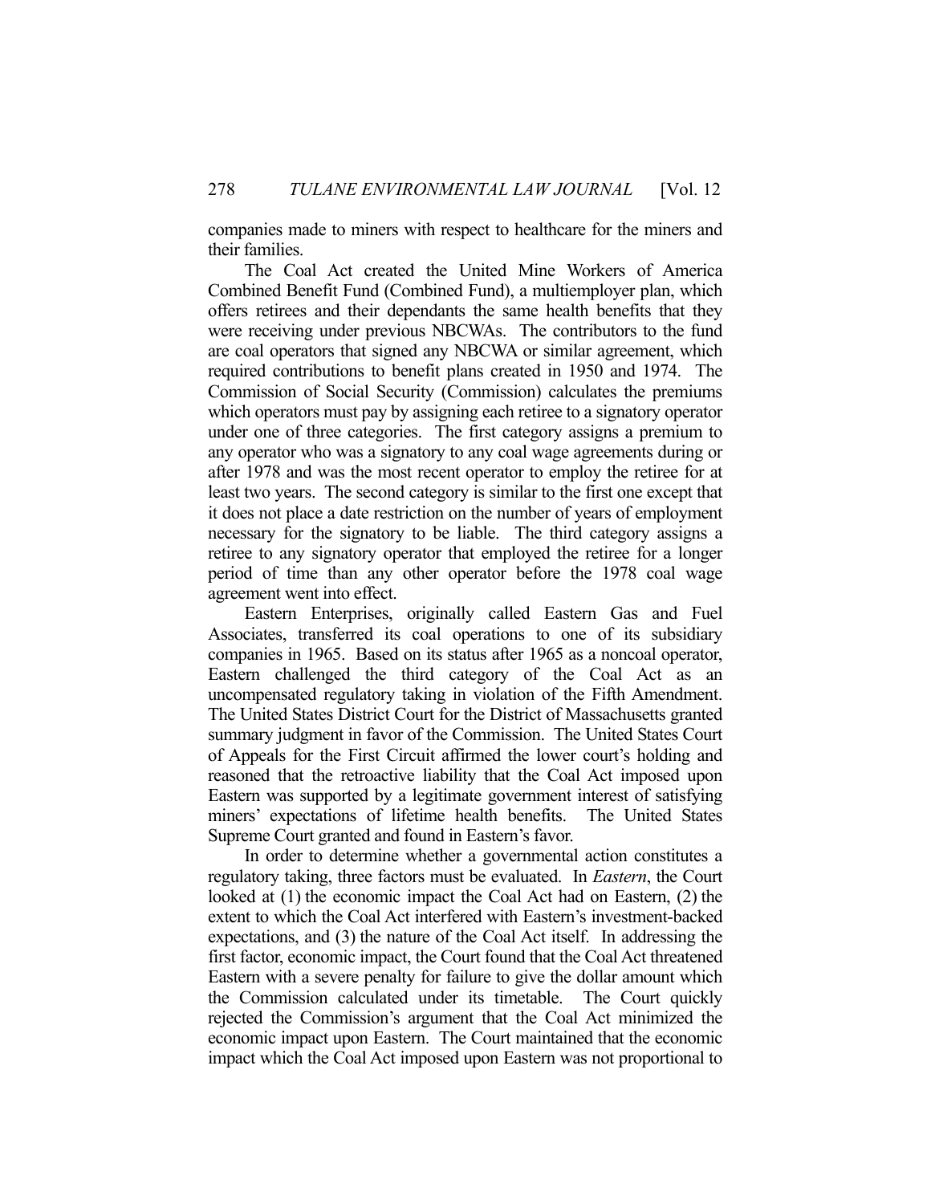companies made to miners with respect to healthcare for the miners and their families.

The Coal Act created the United Mine Workers of America Combined Benefit Fund (Combined Fund), a multiemployer plan, which offers retirees and their dependants the same health benefits that they were receiving under previous NBCWAs. The contributors to the fund are coal operators that signed any NBCWA or similar agreement, which required contributions to benefit plans created in 1950 and 1974. The Commission of Social Security (Commission) calculates the premiums which operators must pay by assigning each retiree to a signatory operator under one of three categories. The first category assigns a premium to any operator who was a signatory to any coal wage agreements during or after 1978 and was the most recent operator to employ the retiree for at least two years. The second category is similar to the first one except that it does not place a date restriction on the number of years of employment necessary for the signatory to be liable. The third category assigns a retiree to any signatory operator that employed the retiree for a longer period of time than any other operator before the 1978 coal wage agreement went into effect.

Eastern Enterprises, originally called Eastern Gas and Fuel Associates, transferred its coal operations to one of its subsidiary companies in 1965. Based on its status after 1965 as a noncoal operator, Eastern challenged the third category of the Coal Act as an uncompensated regulatory taking in violation of the Fifth Amendment. The United States District Court for the District of Massachusetts granted summary judgment in favor of the Commission. The United States Court of Appeals for the First Circuit affirmed the lower court's holding and reasoned that the retroactive liability that the Coal Act imposed upon Eastern was supported by a legitimate government interest of satisfying miners' expectations of lifetime health benefits. The United States Supreme Court granted and found in Eastern's favor.

In order to determine whether a governmental action constitutes a regulatory taking, three factors must be evaluated. In *Eastern*, the Court looked at (1) the economic impact the Coal Act had on Eastern, (2) the extent to which the Coal Act interfered with Eastern's investment-backed expectations, and (3) the nature of the Coal Act itself. In addressing the first factor, economic impact, the Court found that the Coal Act threatened Eastern with a severe penalty for failure to give the dollar amount which the Commission calculated under its timetable. The Court quickly rejected the Commission's argument that the Coal Act minimized the economic impact upon Eastern. The Court maintained that the economic impact which the Coal Act imposed upon Eastern was not proportional to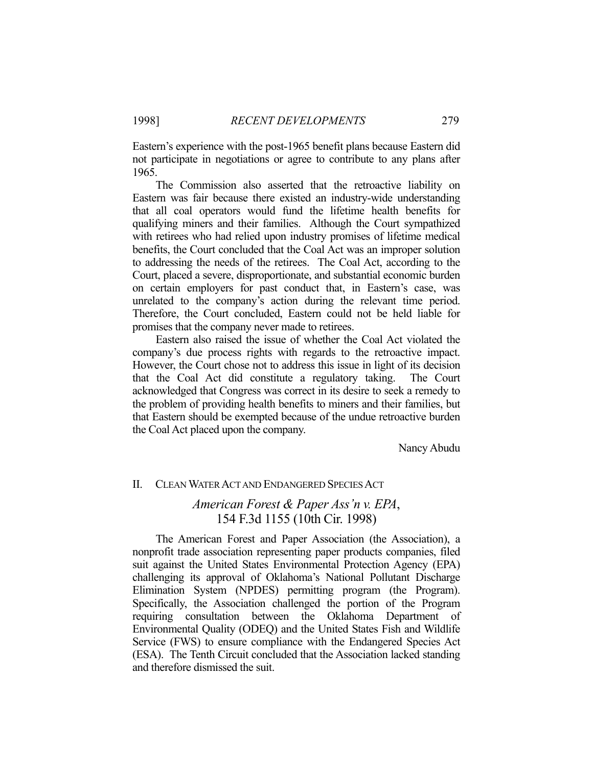Eastern's experience with the post-1965 benefit plans because Eastern did not participate in negotiations or agree to contribute to any plans after 1965.

The Commission also asserted that the retroactive liability on Eastern was fair because there existed an industry-wide understanding that all coal operators would fund the lifetime health benefits for qualifying miners and their families. Although the Court sympathized with retirees who had relied upon industry promises of lifetime medical benefits, the Court concluded that the Coal Act was an improper solution to addressing the needs of the retirees. The Coal Act, according to the Court, placed a severe, disproportionate, and substantial economic burden on certain employers for past conduct that, in Eastern's case, was unrelated to the company's action during the relevant time period. Therefore, the Court concluded, Eastern could not be held liable for promises that the company never made to retirees.

Eastern also raised the issue of whether the Coal Act violated the company's due process rights with regards to the retroactive impact. However, the Court chose not to address this issue in light of its decision that the Coal Act did constitute a regulatory taking. The Court acknowledged that Congress was correct in its desire to seek a remedy to the problem of providing health benefits to miners and their families, but that Eastern should be exempted because of the undue retroactive burden the Coal Act placed upon the company.

Nancy Abudu

## II. CLEAN WATER ACT AND ENDANGERED SPECIES ACT

### *American Forest & Paper Ass'n v. EPA*, 154 F.3d 1155 (10th Cir. 1998)

The American Forest and Paper Association (the Association), a nonprofit trade association representing paper products companies, filed suit against the United States Environmental Protection Agency (EPA) challenging its approval of Oklahoma's National Pollutant Discharge Elimination System (NPDES) permitting program (the Program). Specifically, the Association challenged the portion of the Program requiring consultation between the Oklahoma Department of Environmental Quality (ODEQ) and the United States Fish and Wildlife Service (FWS) to ensure compliance with the Endangered Species Act (ESA). The Tenth Circuit concluded that the Association lacked standing and therefore dismissed the suit.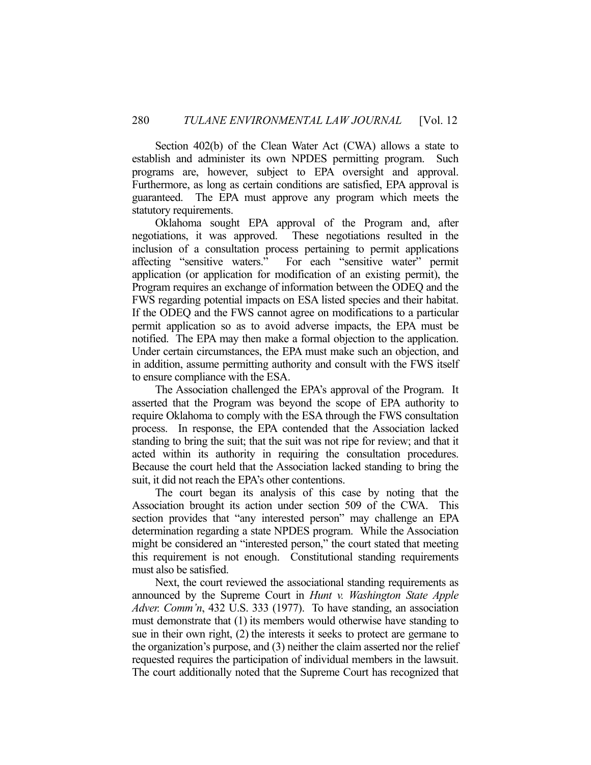Section 402(b) of the Clean Water Act (CWA) allows a state to establish and administer its own NPDES permitting program. Such programs are, however, subject to EPA oversight and approval. Furthermore, as long as certain conditions are satisfied, EPA approval is guaranteed. The EPA must approve any program which meets the statutory requirements.

Oklahoma sought EPA approval of the Program and, after negotiations, it was approved. These negotiations resulted in the inclusion of a consultation process pertaining to permit applications affecting "sensitive waters." For each "sensitive water" permit application (or application for modification of an existing permit), the Program requires an exchange of information between the ODEQ and the FWS regarding potential impacts on ESA listed species and their habitat. If the ODEQ and the FWS cannot agree on modifications to a particular permit application so as to avoid adverse impacts, the EPA must be notified. The EPA may then make a formal objection to the application. Under certain circumstances, the EPA must make such an objection, and in addition, assume permitting authority and consult with the FWS itself to ensure compliance with the ESA.

The Association challenged the EPA's approval of the Program. It asserted that the Program was beyond the scope of EPA authority to require Oklahoma to comply with the ESA through the FWS consultation process. In response, the EPA contended that the Association lacked standing to bring the suit; that the suit was not ripe for review; and that it acted within its authority in requiring the consultation procedures. Because the court held that the Association lacked standing to bring the suit, it did not reach the EPA's other contentions.

The court began its analysis of this case by noting that the Association brought its action under section 509 of the CWA. This section provides that "any interested person" may challenge an EPA determination regarding a state NPDES program. While the Association might be considered an "interested person," the court stated that meeting this requirement is not enough. Constitutional standing requirements must also be satisfied.

Next, the court reviewed the associational standing requirements as announced by the Supreme Court in *Hunt v. Washington State Apple Adver. Comm'n*, 432 U.S. 333 (1977). To have standing, an association must demonstrate that (1) its members would otherwise have standing to sue in their own right, (2) the interests it seeks to protect are germane to the organization's purpose, and (3) neither the claim asserted nor the relief requested requires the participation of individual members in the lawsuit. The court additionally noted that the Supreme Court has recognized that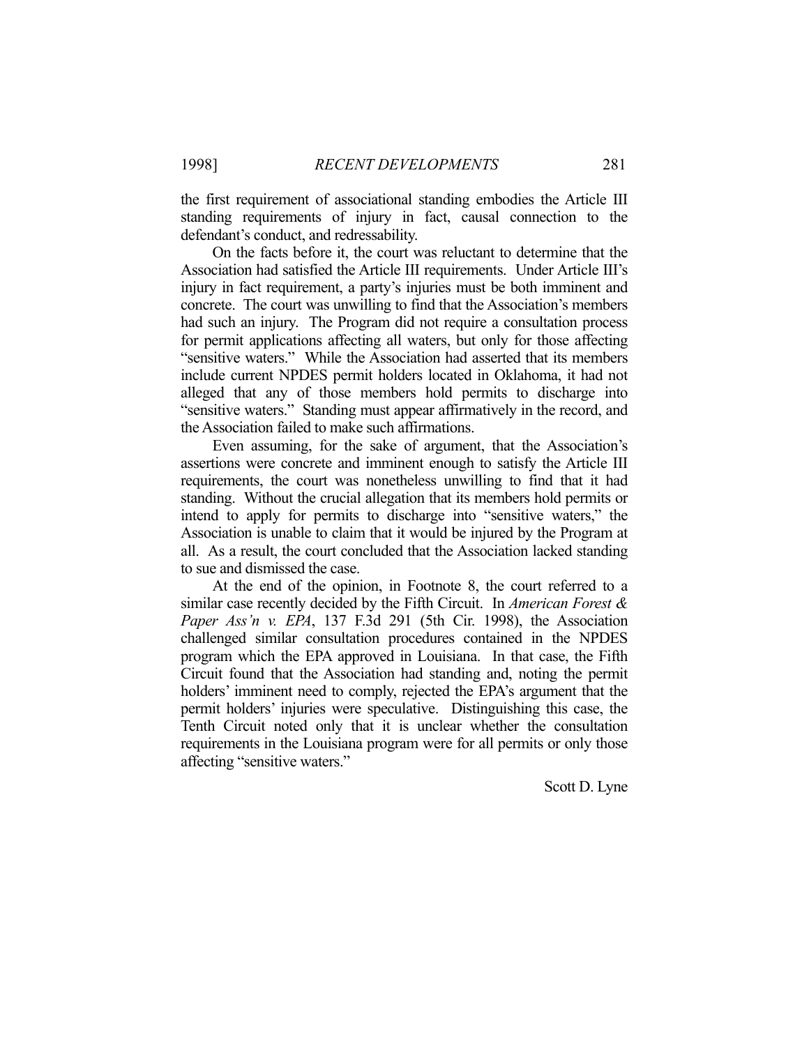the first requirement of associational standing embodies the Article III standing requirements of injury in fact, causal connection to the defendant's conduct, and redressability.

On the facts before it, the court was reluctant to determine that the Association had satisfied the Article III requirements. Under Article III's injury in fact requirement, a party's injuries must be both imminent and concrete. The court was unwilling to find that the Association's members had such an injury. The Program did not require a consultation process for permit applications affecting all waters, but only for those affecting "sensitive waters." While the Association had asserted that its members include current NPDES permit holders located in Oklahoma, it had not alleged that any of those members hold permits to discharge into "sensitive waters." Standing must appear affirmatively in the record, and the Association failed to make such affirmations.

Even assuming, for the sake of argument, that the Association's assertions were concrete and imminent enough to satisfy the Article III requirements, the court was nonetheless unwilling to find that it had standing. Without the crucial allegation that its members hold permits or intend to apply for permits to discharge into "sensitive waters," the Association is unable to claim that it would be injured by the Program at all. As a result, the court concluded that the Association lacked standing to sue and dismissed the case.

At the end of the opinion, in Footnote 8, the court referred to a similar case recently decided by the Fifth Circuit. In *American Forest & Paper Ass'n v. EPA*, 137 F.3d 291 (5th Cir. 1998), the Association challenged similar consultation procedures contained in the NPDES program which the EPA approved in Louisiana. In that case, the Fifth Circuit found that the Association had standing and, noting the permit holders' imminent need to comply, rejected the EPA's argument that the permit holders' injuries were speculative. Distinguishing this case, the Tenth Circuit noted only that it is unclear whether the consultation requirements in the Louisiana program were for all permits or only those affecting "sensitive waters."

Scott D. Lyne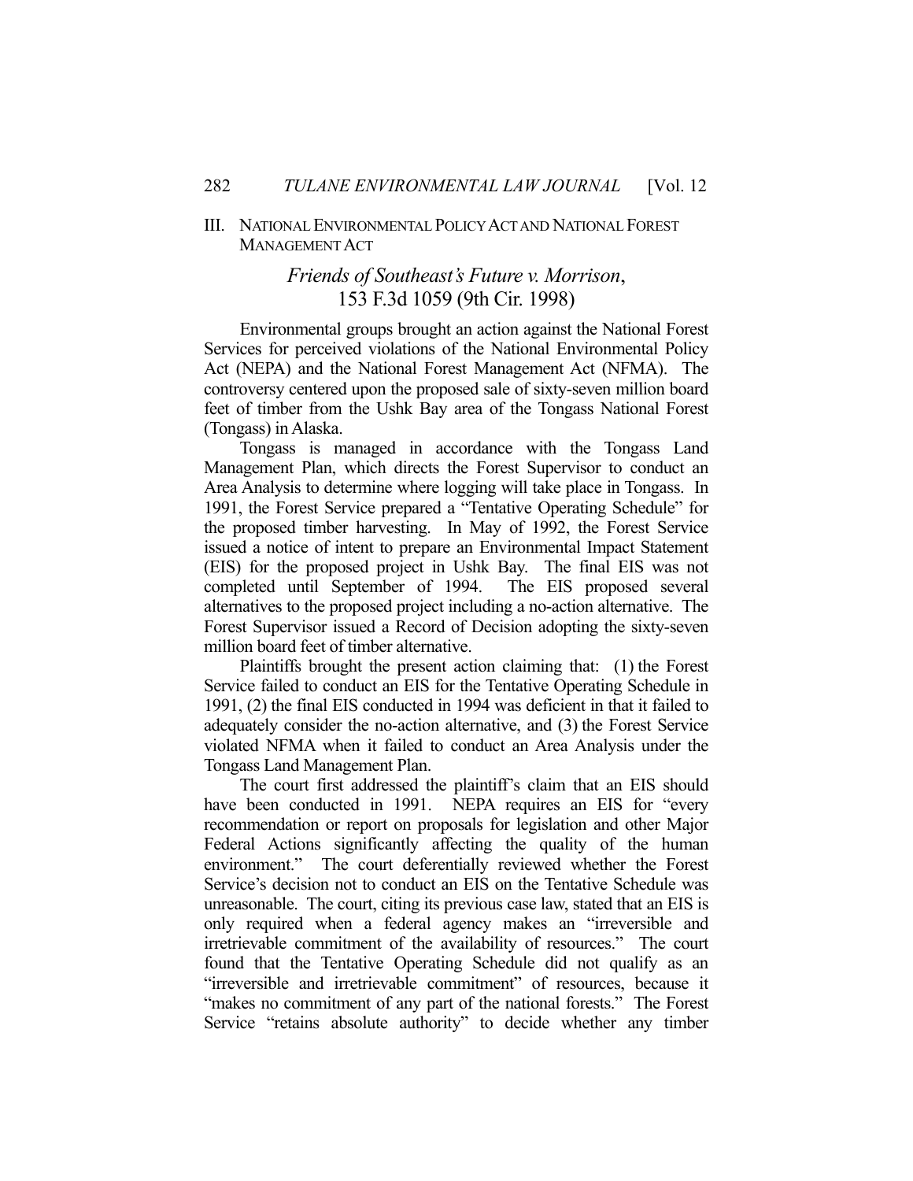## III. National Environmental Policy Act and National Forest Management Act

### *Friends of Southeast's Future v. Morrison*, 153 F.3d 1059 (9th Cir. 1998)

Environmental groups brought an action against the National Forest Services for perceived violations of the National Environmental Policy Act (NEPA) and the National Forest Management Act (NFMA). The controversy centered upon the proposed sale of sixty-seven million board feet of timber from the Ushk Bay area of the Tongass National Forest (Tongass) in Alaska.

Tongass is managed in accordance with the Tongass Land Management Plan, which directs the Forest Supervisor to conduct an Area Analysis to determine where logging will take place in Tongass. In 1991, the Forest Service prepared a "Tentative Operating Schedule" for the proposed timber harvesting. In May of 1992, the Forest Service issued a notice of intent to prepare an Environmental Impact Statement (EIS) for the proposed project in Ushk Bay. The final EIS was not completed until September of 1994. The EIS proposed several alternatives to the proposed project including a no-action alternative. The Forest Supervisor issued a Record of Decision adopting the sixty-seven million board feet of timber alternative.

Plaintiffs brought the present action claiming that: (1) the Forest Service failed to conduct an EIS for the Tentative Operating Schedule in 1991, (2) the final EIS conducted in 1994 was deficient in that it failed to adequately consider the no-action alternative, and (3) the Forest Service violated NFMA when it failed to conduct an Area Analysis under the Tongass Land Management Plan.

The court first addressed the plaintiff's claim that an EIS should have been conducted in 1991. NEPA requires an EIS for "every recommendation or report on proposals for legislation and other Major Federal Actions significantly affecting the quality of the human environment." The court deferentially reviewed whether the Forest Service's decision not to conduct an EIS on the Tentative Schedule was unreasonable. The court, citing its previous case law, stated that an EIS is only required when a federal agency makes an "irreversible and irretrievable commitment of the availability of resources." The court found that the Tentative Operating Schedule did not qualify as an "irreversible and irretrievable commitment" of resources, because it "makes no commitment of any part of the national forests." The Forest Service "retains absolute authority" to decide whether any timber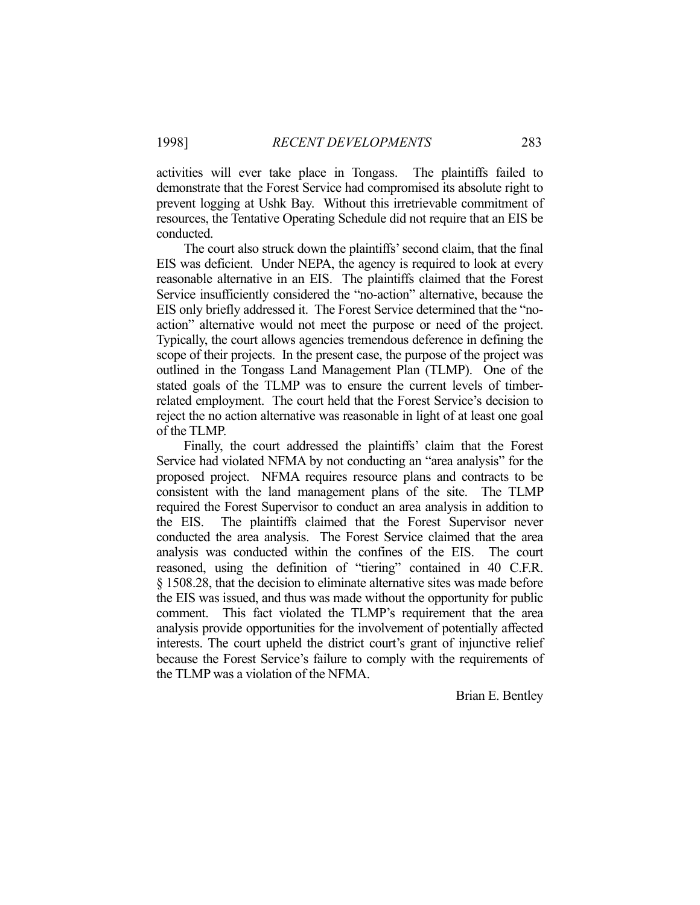activities will ever take place in Tongass. The plaintiffs failed to demonstrate that the Forest Service had compromised its absolute right to prevent logging at Ushk Bay. Without this irretrievable commitment of resources, the Tentative Operating Schedule did not require that an EIS be conducted.

The court also struck down the plaintiffs' second claim, that the final EIS was deficient. Under NEPA, the agency is required to look at every reasonable alternative in an EIS. The plaintiffs claimed that the Forest Service insufficiently considered the "no-action" alternative, because the EIS only briefly addressed it. The Forest Service determined that the "no-action" alternative would not meet the purpose or need of the project. Typically, the court allows agencies tremendous deference in defining the scope of their projects. In the present case, the purpose of the project was outlined in the Tongass Land Management Plan (TLMP). One of the stated goals of the TLMP was to ensure the current levels of timber-related employment. The court held that the Forest Service's decision to reject the no action alternative was reasonable in light of at least one goal of the TLMP.

Finally, the court addressed the plaintiffs' claim that the Forest Service had violated NFMA by not conducting an "area analysis" for the proposed project. NFMA requires resource plans and contracts to be consistent with the land management plans of the site. The TLMP required the Forest Supervisor to conduct an area analysis in addition to the EIS. The plaintiffs claimed that the Forest Supervisor never conducted the area analysis. The Forest Service claimed that the area analysis was conducted within the confines of the EIS. The court reasoned, using the definition of "tiering" contained in 40 C.F.R. § 1508.28, that the decision to eliminate alternative sites was made before the EIS was issued, and thus was made without the opportunity for public comment. This fact violated the TLMP's requirement that the area analysis provide opportunities for the involvement of potentially affected interests. The court upheld the district court's grant of injunctive relief because the Forest Service's failure to comply with the requirements of the TLMP was a violation of the NFMA.

Brian E. Bentley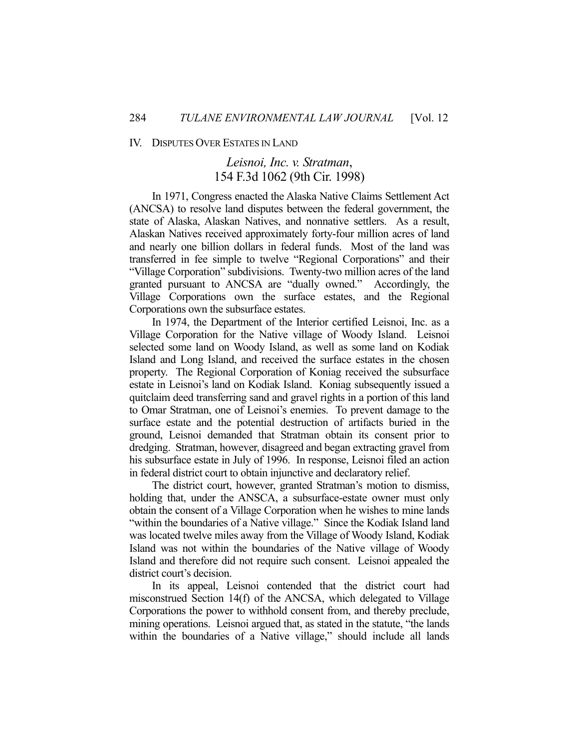## IV. DISPUTES OVER ESTATES IN LAND

### *Leisnoi, Inc. v. Stratman*, 154 F.3d 1062 (9th Cir. 1998)

In 1971, Congress enacted the Alaska Native Claims Settlement Act (ANCSA) to resolve land disputes between the federal government, the state of Alaska, Alaskan Natives, and nonnative settlers. As a result, Alaskan Natives received approximately forty-four million acres of land and nearly one billion dollars in federal funds. Most of the land was transferred in fee simple to twelve "Regional Corporations" and their "Village Corporation" subdivisions. Twenty-two million acres of the land granted pursuant to ANCSA are "dually owned." Accordingly, the Village Corporations own the surface estates, and the Regional Corporations own the subsurface estates.

In 1974, the Department of the Interior certified Leisnoi, Inc. as a Village Corporation for the Native village of Woody Island. Leisnoi selected some land on Woody Island, as well as some land on Kodiak Island and Long Island, and received the surface estates in the chosen property. The Regional Corporation of Koniag received the subsurface estate in Leisnoi's land on Kodiak Island. Koniag subsequently issued a quitclaim deed transferring sand and gravel rights in a portion of this land to Omar Stratman, one of Leisnoi's enemies. To prevent damage to the surface estate and the potential destruction of artifacts buried in the ground, Leisnoi demanded that Stratman obtain its consent prior to dredging. Stratman, however, disagreed and began extracting gravel from his subsurface estate in July of 1996. In response, Leisnoi filed an action in federal district court to obtain injunctive and declaratory relief.

The district court, however, granted Stratman's motion to dismiss, holding that, under the ANSCA, a subsurface-estate owner must only obtain the consent of a Village Corporation when he wishes to mine lands "within the boundaries of a Native village." Since the Kodiak Island land was located twelve miles away from the Village of Woody Island, Kodiak Island was not within the boundaries of the Native village of Woody Island and therefore did not require such consent. Leisnoi appealed the district court's decision.

In its appeal, Leisnoi contended that the district court had misconstrued Section 14(f) of the ANCSA, which delegated to Village Corporations the power to withhold consent from, and thereby preclude, mining operations. Leisnoi argued that, as stated in the statute, "the lands within the boundaries of a Native village," should include all lands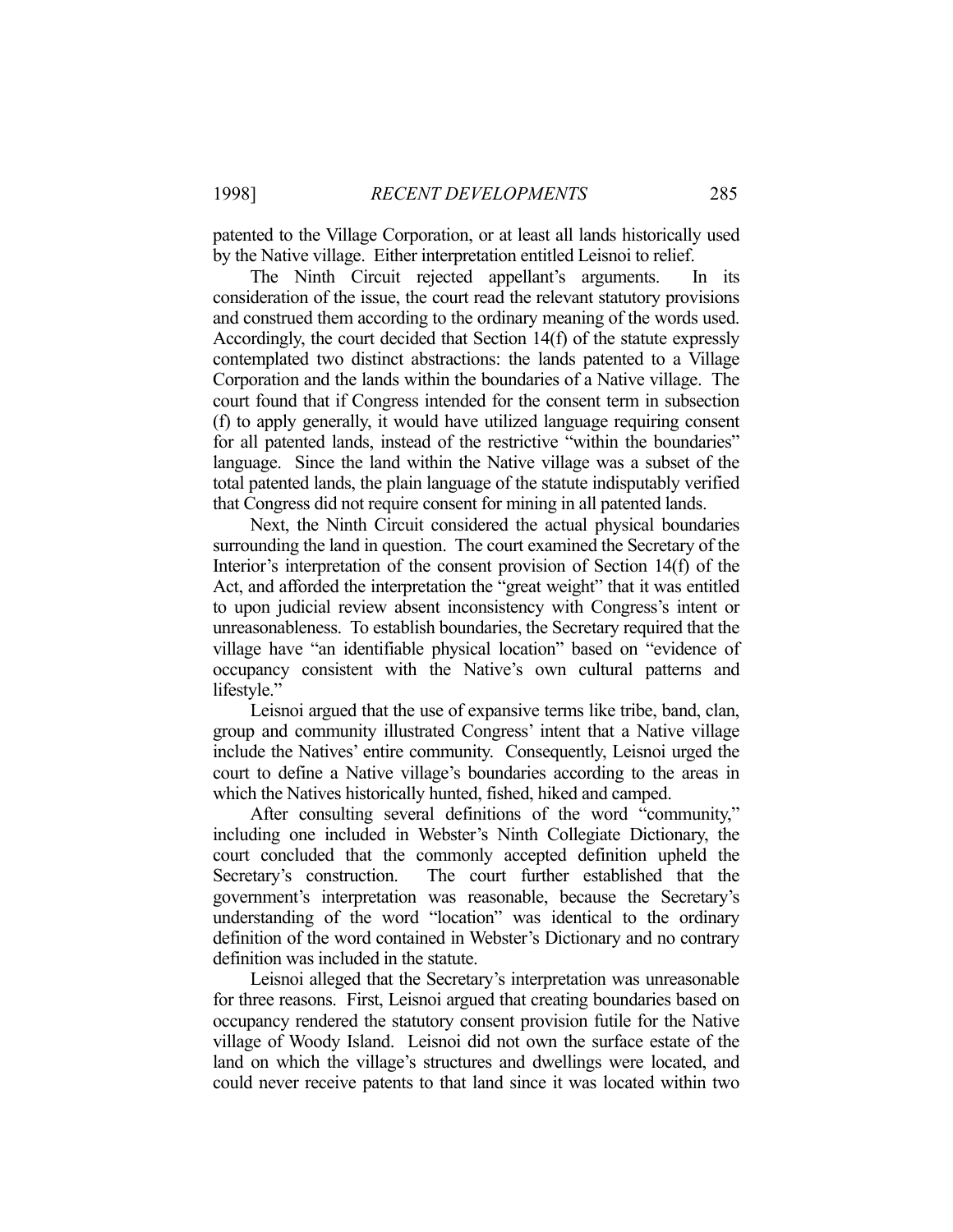patented to the Village Corporation, or at least all lands historically used by the Native village. Either interpretation entitled Leisnoi to relief.

The Ninth Circuit rejected appellant's arguments. In its consideration of the issue, the court read the relevant statutory provisions and construed them according to the ordinary meaning of the words used. Accordingly, the court decided that Section 14(f) of the statute expressly contemplated two distinct abstractions: the lands patented to a Village Corporation and the lands within the boundaries of a Native village. The court found that if Congress intended for the consent term in subsection (f) to apply generally, it would have utilized language requiring consent for all patented lands, instead of the restrictive "within the boundaries" language. Since the land within the Native village was a subset of the total patented lands, the plain language of the statute indisputably verified that Congress did not require consent for mining in all patented lands.

Next, the Ninth Circuit considered the actual physical boundaries surrounding the land in question. The court examined the Secretary of the Interior's interpretation of the consent provision of Section 14(f) of the Act, and afforded the interpretation the "great weight" that it was entitled to upon judicial review absent inconsistency with Congress's intent or unreasonableness. To establish boundaries, the Secretary required that the village have "an identifiable physical location" based on "evidence of occupancy consistent with the Native's own cultural patterns and lifestyle."

Leisnoi argued that the use of expansive terms like tribe, band, clan, group and community illustrated Congress' intent that a Native village include the Natives' entire community. Consequently, Leisnoi urged the court to define a Native village's boundaries according to the areas in which the Natives historically hunted, fished, hiked and camped.

After consulting several definitions of the word "community," including one included in Webster's Ninth Collegiate Dictionary, the court concluded that the commonly accepted definition upheld the Secretary's construction. The court further established that the government's interpretation was reasonable, because the Secretary's understanding of the word "location" was identical to the ordinary definition of the word contained in Webster's Dictionary and no contrary definition was included in the statute.

Leisnoi alleged that the Secretary's interpretation was unreasonable for three reasons. First, Leisnoi argued that creating boundaries based on occupancy rendered the statutory consent provision futile for the Native village of Woody Island. Leisnoi did not own the surface estate of the land on which the village's structures and dwellings were located, and could never receive patents to that land since it was located within two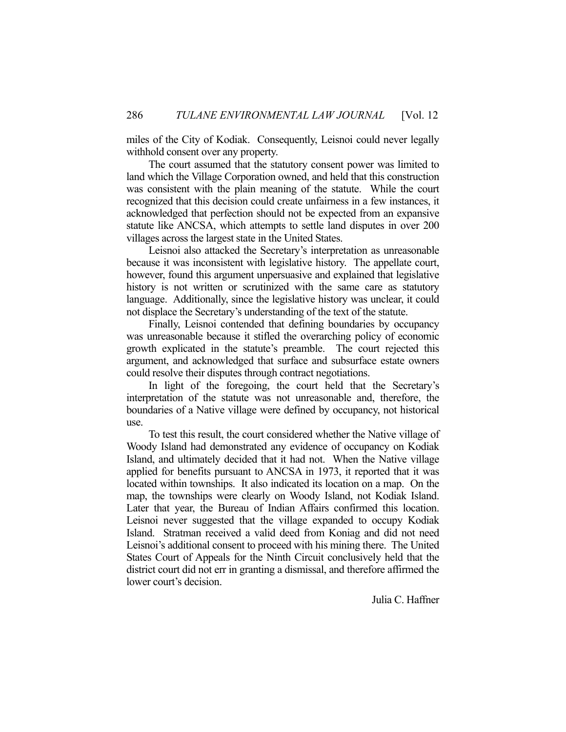miles of the City of Kodiak. Consequently, Leisnoi could never legally withhold consent over any property.

The court assumed that the statutory consent power was limited to land which the Village Corporation owned, and held that this construction was consistent with the plain meaning of the statute. While the court recognized that this decision could create unfairness in a few instances, it acknowledged that perfection should not be expected from an expansive statute like ANCSA, which attempts to settle land disputes in over 200 villages across the largest state in the United States.

Leisnoi also attacked the Secretary's interpretation as unreasonable because it was inconsistent with legislative history. The appellate court, however, found this argument unpersuasive and explained that legislative history is not written or scrutinized with the same care as statutory language. Additionally, since the legislative history was unclear, it could not displace the Secretary's understanding of the text of the statute.

Finally, Leisnoi contended that defining boundaries by occupancy was unreasonable because it stifled the overarching policy of economic growth explicated in the statute's preamble. The court rejected this argument, and acknowledged that surface and subsurface estate owners could resolve their disputes through contract negotiations.

In light of the foregoing, the court held that the Secretary's interpretation of the statute was not unreasonable and, therefore, the boundaries of a Native village were defined by occupancy, not historical use.

To test this result, the court considered whether the Native village of Woody Island had demonstrated any evidence of occupancy on Kodiak Island, and ultimately decided that it had not. When the Native village applied for benefits pursuant to ANCSA in 1973, it reported that it was located within townships. It also indicated its location on a map. On the map, the townships were clearly on Woody Island, not Kodiak Island. Later that year, the Bureau of Indian Affairs confirmed this location. Leisnoi never suggested that the village expanded to occupy Kodiak Island. Stratman received a valid deed from Koniag and did not need Leisnoi's additional consent to proceed with his mining there. The United States Court of Appeals for the Ninth Circuit conclusively held that the district court did not err in granting a dismissal, and therefore affirmed the lower court's decision.

Julia C. Haffner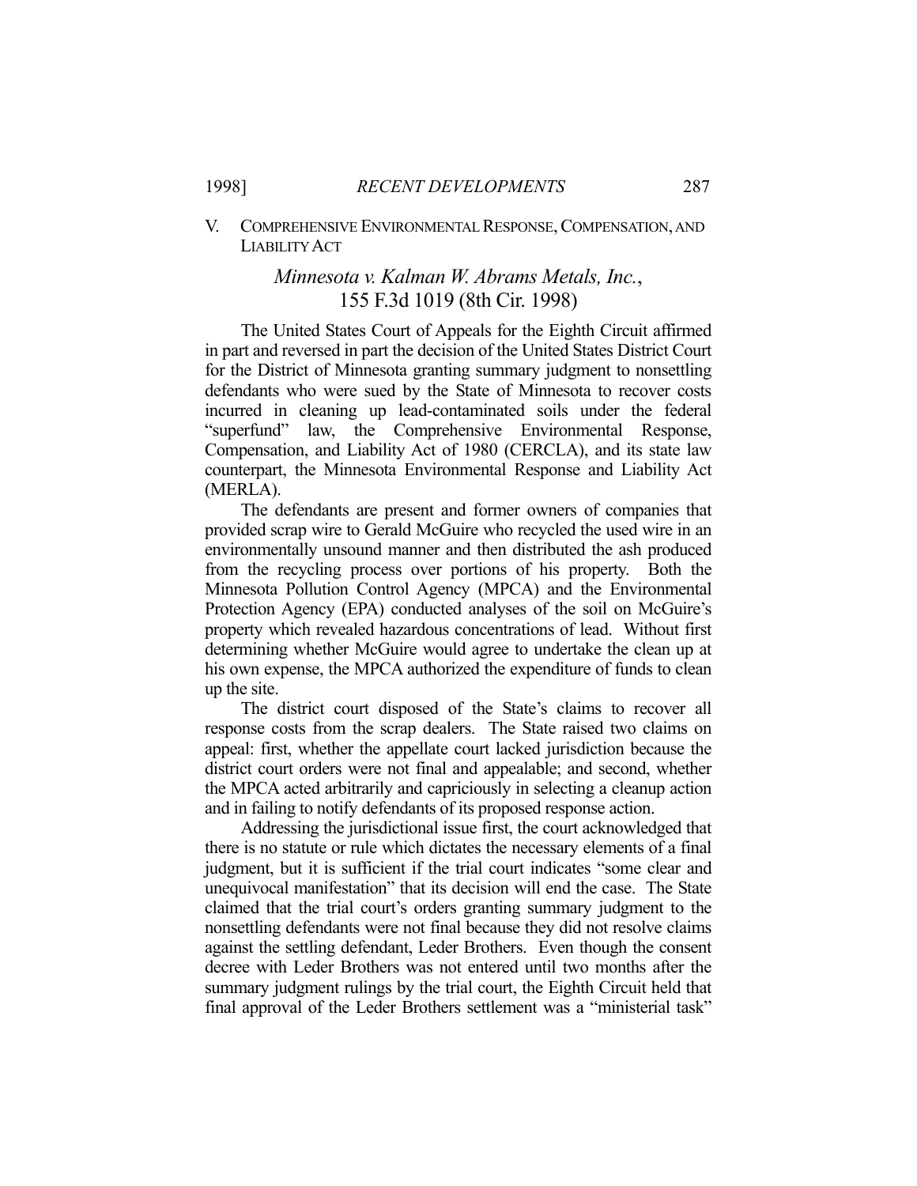## V. COMPREHENSIVE ENVIRONMENTAL RESPONSE, COMPENSATION, AND LIABILITY ACT

### *Minnesota v. Kalman W. Abrams Metals, Inc.*, 155 F.3d 1019 (8th Cir. 1998)

The United States Court of Appeals for the Eighth Circuit affirmed in part and reversed in part the decision of the United States District Court for the District of Minnesota granting summary judgment to nonsettling defendants who were sued by the State of Minnesota to recover costs incurred in cleaning up lead-contaminated soils under the federal "superfund" law, the Comprehensive Environmental Response, Compensation, and Liability Act of 1980 (CERCLA), and its state law counterpart, the Minnesota Environmental Response and Liability Act (MERLA).

The defendants are present and former owners of companies that provided scrap wire to Gerald McGuire who recycled the used wire in an environmentally unsound manner and then distributed the ash produced from the recycling process over portions of his property. Both the Minnesota Pollution Control Agency (MPCA) and the Environmental Protection Agency (EPA) conducted analyses of the soil on McGuire's property which revealed hazardous concentrations of lead. Without first determining whether McGuire would agree to undertake the clean up at his own expense, the MPCA authorized the expenditure of funds to clean up the site.

The district court disposed of the State's claims to recover all response costs from the scrap dealers. The State raised two claims on appeal: first, whether the appellate court lacked jurisdiction because the district court orders were not final and appealable; and second, whether the MPCA acted arbitrarily and capriciously in selecting a cleanup action and in failing to notify defendants of its proposed response action.

Addressing the jurisdictional issue first, the court acknowledged that there is no statute or rule which dictates the necessary elements of a final judgment, but it is sufficient if the trial court indicates "some clear and unequivocal manifestation" that its decision will end the case. The State claimed that the trial court's orders granting summary judgment to the nonsettling defendants were not final because they did not resolve claims against the settling defendant, Leder Brothers. Even though the consent decree with Leder Brothers was not entered until two months after the summary judgment rulings by the trial court, the Eighth Circuit held that final approval of the Leder Brothers settlement was a "ministerial task"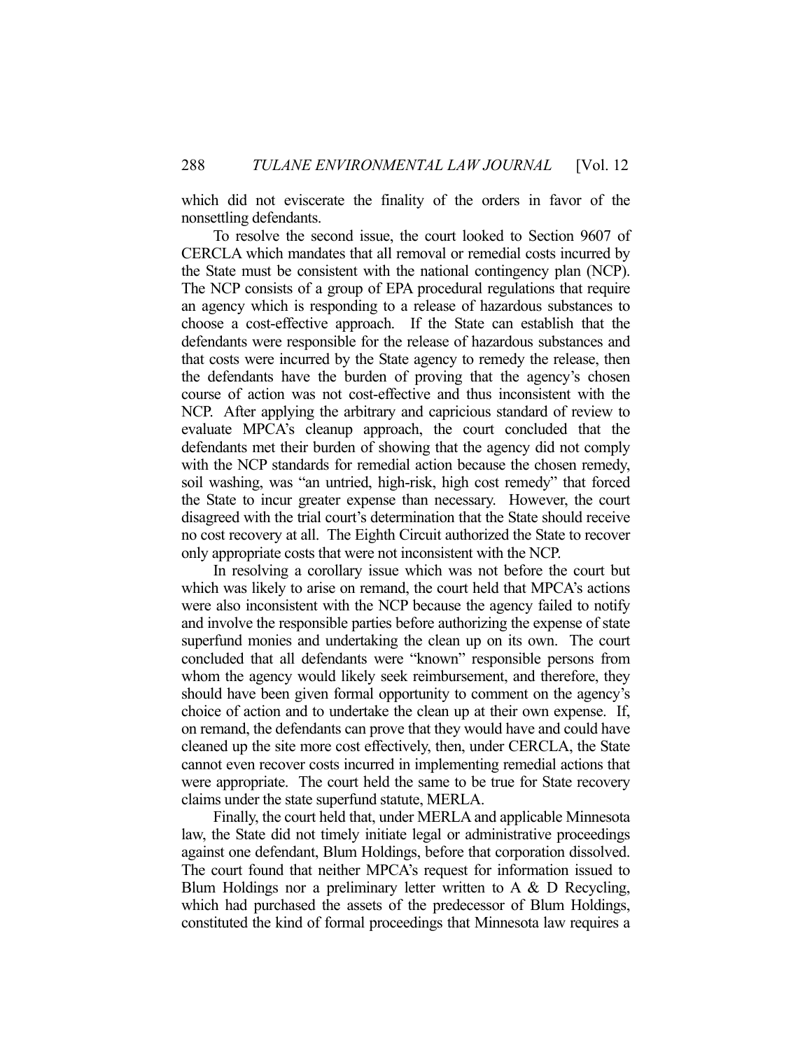which did not eviscerate the finality of the orders in favor of the nonsettling defendants.

To resolve the second issue, the court looked to Section 9607 of CERCLA which mandates that all removal or remedial costs incurred by the State must be consistent with the national contingency plan (NCP). The NCP consists of a group of EPA procedural regulations that require an agency which is responding to a release of hazardous substances to choose a cost-effective approach. If the State can establish that the defendants were responsible for the release of hazardous substances and that costs were incurred by the State agency to remedy the release, then the defendants have the burden of proving that the agency's chosen course of action was not cost-effective and thus inconsistent with the NCP. After applying the arbitrary and capricious standard of review to evaluate MPCA's cleanup approach, the court concluded that the defendants met their burden of showing that the agency did not comply with the NCP standards for remedial action because the chosen remedy, soil washing, was "an untried, high-risk, high cost remedy" that forced the State to incur greater expense than necessary. However, the court disagreed with the trial court's determination that the State should receive no cost recovery at all. The Eighth Circuit authorized the State to recover only appropriate costs that were not inconsistent with the NCP.

In resolving a corollary issue which was not before the court but which was likely to arise on remand, the court held that MPCA's actions were also inconsistent with the NCP because the agency failed to notify and involve the responsible parties before authorizing the expense of state superfund monies and undertaking the clean up on its own. The court concluded that all defendants were "known" responsible persons from whom the agency would likely seek reimbursement, and therefore, they should have been given formal opportunity to comment on the agency's choice of action and to undertake the clean up at their own expense. If, on remand, the defendants can prove that they would have and could have cleaned up the site more cost effectively, then, under CERCLA, the State cannot even recover costs incurred in implementing remedial actions that were appropriate. The court held the same to be true for State recovery claims under the state superfund statute, MERLA.

Finally, the court held that, under MERLA and applicable Minnesota law, the State did not timely initiate legal or administrative proceedings against one defendant, Blum Holdings, before that corporation dissolved. The court found that neither MPCA's request for information issued to Blum Holdings nor a preliminary letter written to A & D Recycling, which had purchased the assets of the predecessor of Blum Holdings, constituted the kind of formal proceedings that Minnesota law requires a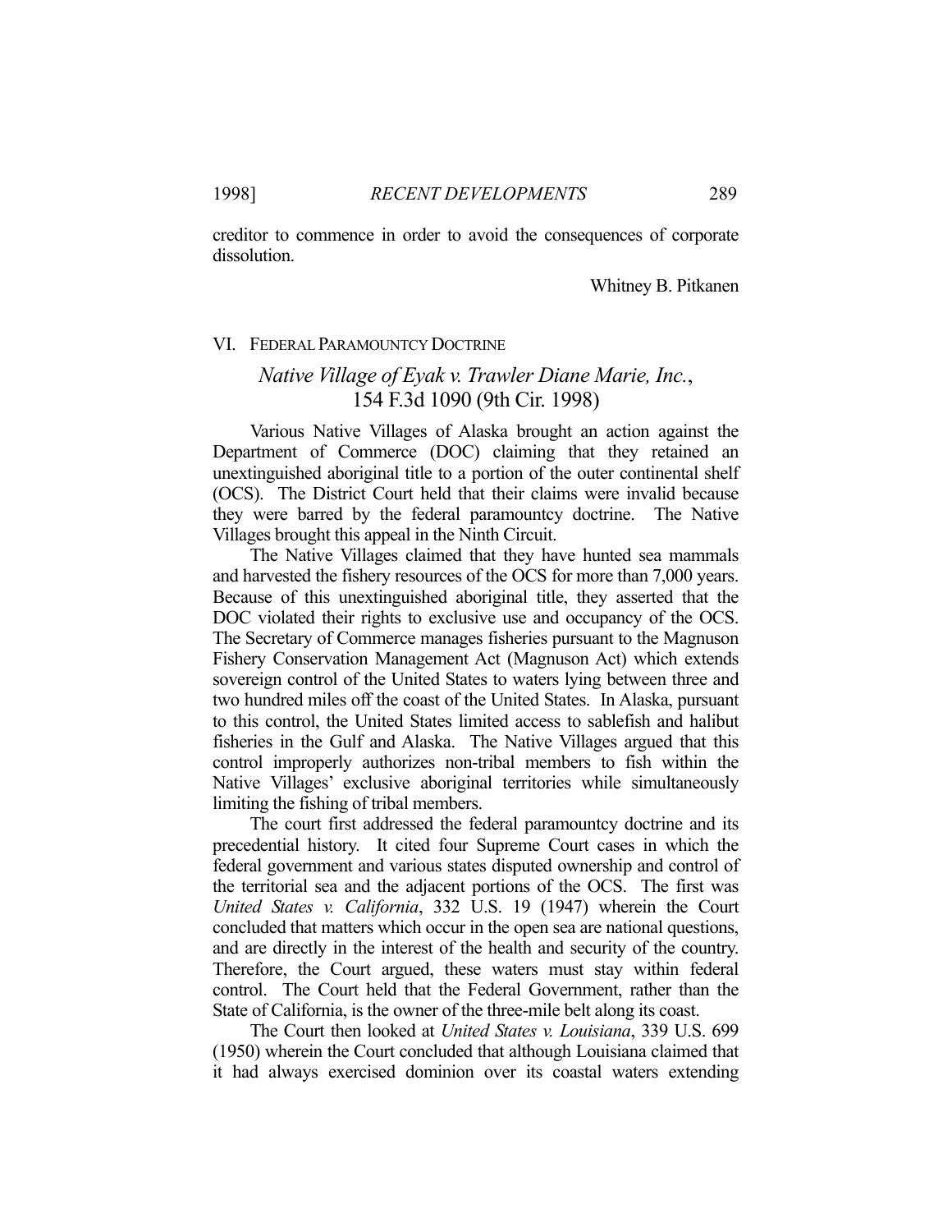creditor to commence in order to avoid the consequences of corporate dissolution.

Whitney B. Pitkanen

## VI. FEDERAL PARAMOUNTCY DOCTRINE

### *Native Village of Eyak v. Trawler Diane Marie, Inc.*, 154 F.3d 1090 (9th Cir. 1998)

Various Native Villages of Alaska brought an action against the Department of Commerce (DOC) claiming that they retained an unextinguished aboriginal title to a portion of the outer continental shelf (OCS). The District Court held that their claims were invalid because they were barred by the federal paramountcy doctrine. The Native Villages brought this appeal in the Ninth Circuit.

The Native Villages claimed that they have hunted sea mammals and harvested the fishery resources of the OCS for more than 7,000 years. Because of this unextinguished aboriginal title, they asserted that the DOC violated their rights to exclusive use and occupancy of the OCS. The Secretary of Commerce manages fisheries pursuant to the Magnuson Fishery Conservation Management Act (Magnuson Act) which extends sovereign control of the United States to waters lying between three and two hundred miles off the coast of the United States. In Alaska, pursuant to this control, the United States limited access to sablefish and halibut fisheries in the Gulf and Alaska. The Native Villages argued that this control improperly authorizes non-tribal members to fish within the Native Villages' exclusive aboriginal territories while simultaneously limiting the fishing of tribal members.

The court first addressed the federal paramountcy doctrine and its precedential history. It cited four Supreme Court cases in which the federal government and various states disputed ownership and control of the territorial sea and the adjacent portions of the OCS. The first was *United States v. California*, 332 U.S. 19 (1947) wherein the Court concluded that matters which occur in the open sea are national questions, and are directly in the interest of the health and security of the country. Therefore, the Court argued, these waters must stay within federal control. The Court held that the Federal Government, rather than the State of California, is the owner of the three-mile belt along its coast.

The Court then looked at *United States v. Louisiana*, 339 U.S. 699 (1950) wherein the Court concluded that although Louisiana claimed that it had always exercised dominion over its coastal waters extending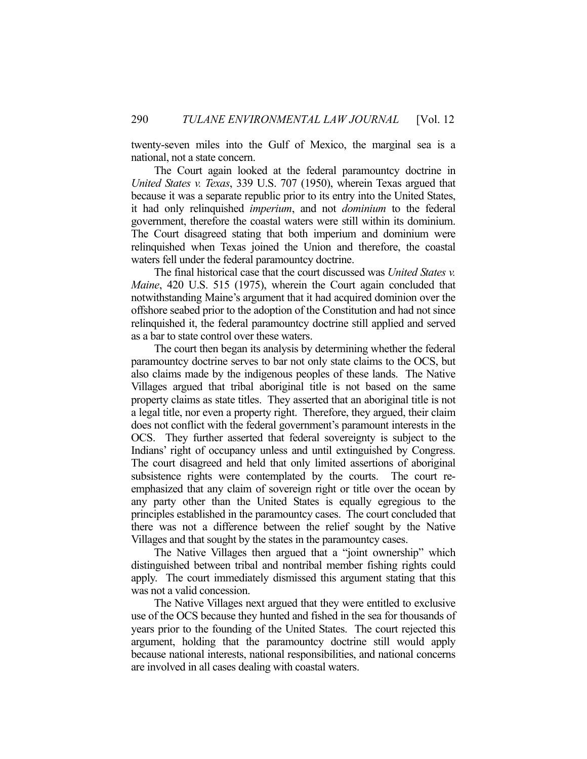twenty-seven miles into the Gulf of Mexico, the marginal sea is a national, not a state concern.

The Court again looked at the federal paramountcy doctrine in *United States v. Texas*, 339 U.S. 707 (1950), wherein Texas argued that because it was a separate republic prior to its entry into the United States, it had only relinquished *imperium*, and not *dominium* to the federal government, therefore the coastal waters were still within its dominium. The Court disagreed stating that both imperium and dominium were relinquished when Texas joined the Union and therefore, the coastal waters fell under the federal paramountcy doctrine.

The final historical case that the court discussed was *United States v. Maine*, 420 U.S. 515 (1975), wherein the Court again concluded that notwithstanding Maine's argument that it had acquired dominion over the offshore seabed prior to the adoption of the Constitution and had not since relinquished it, the federal paramountcy doctrine still applied and served as a bar to state control over these waters.

The court then began its analysis by determining whether the federal paramountcy doctrine serves to bar not only state claims to the OCS, but also claims made by the indigenous peoples of these lands. The Native Villages argued that tribal aboriginal title is not based on the same property claims as state titles. They asserted that an aboriginal title is not a legal title, nor even a property right. Therefore, they argued, their claim does not conflict with the federal government's paramount interests in the OCS. They further asserted that federal sovereignty is subject to the Indians' right of occupancy unless and until extinguished by Congress. The court disagreed and held that only limited assertions of aboriginal subsistence rights were contemplated by the courts. The court re-emphasized that any claim of sovereign right or title over the ocean by any party other than the United States is equally egregious to the principles established in the paramountcy cases. The court concluded that there was not a difference between the relief sought by the Native Villages and that sought by the states in the paramountcy cases.

The Native Villages then argued that a "joint ownership" which distinguished between tribal and nontribal member fishing rights could apply. The court immediately dismissed this argument stating that this was not a valid concession.

The Native Villages next argued that they were entitled to exclusive use of the OCS because they hunted and fished in the sea for thousands of years prior to the founding of the United States. The court rejected this argument, holding that the paramountcy doctrine still would apply because national interests, national responsibilities, and national concerns are involved in all cases dealing with coastal waters.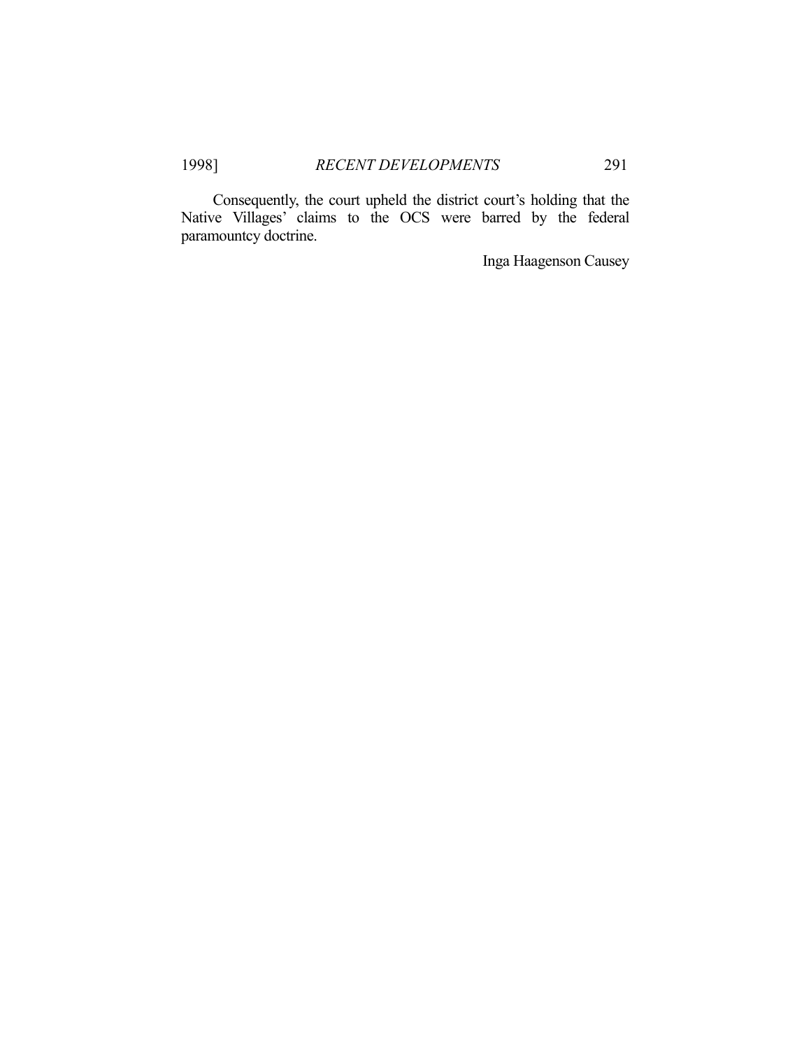Consequently, the court upheld the district court's holding that the Native Villages' claims to the OCS were barred by the federal paramountcy doctrine.

Inga Haagenson Causey